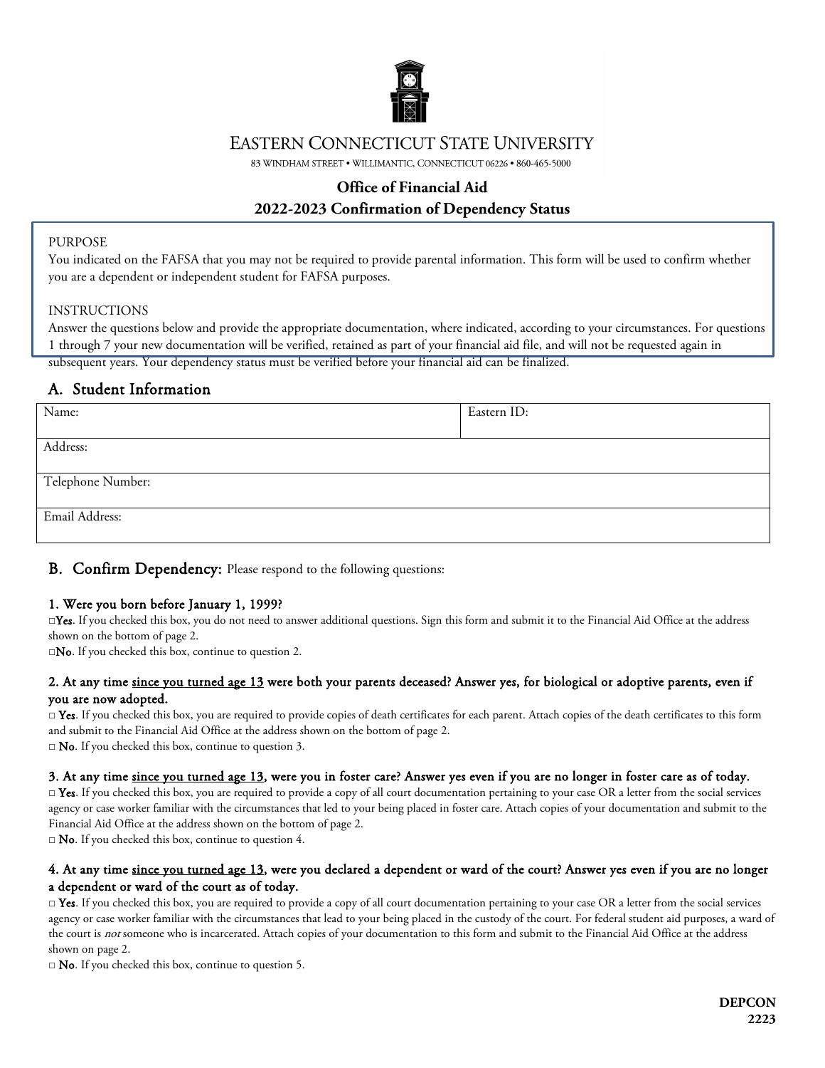# EASTERN CONNECTICUT STATE UNIVERSITY

83 WINDHAM STREET • WILLIMANTIC, CONNECTICUT 06226 • 860-465-5000

## Office of Financial Aid

## 2022-2023 Confirmation of Dependency Status

PURPOSE

You indicated on the FAFSA that you may not be required to provide parental information. This form will be used to confirm whether you are a dependent or independent student for FAFSA purposes.

INSTRUCTIONS

Answer the questions below and provide the appropriate documentation, where indicated, according to your circumstances. For questions 1 through 7 your new documentation will be verified, retained as part of your financial aid file, and will not be requested again in subsequent years. Your dependency status must be verified before your financial aid can be finalized.

## A. Student Information

| Name: | Eastern ID: |
|---|---|
| Address: | |
| Telephone Number: | |
| Email Address: | |

## B. Confirm Dependency: Please respond to the following questions:

**1. Were you born before January 1, 1999?**

□**Yes**. If you checked this box, you do not need to answer additional questions. Sign this form and submit it to the Financial Aid Office at the address shown on the bottom of page 2.

□**No**. If you checked this box, continue to question 2.

**2. At any time since you turned age 13 were both your parents deceased? Answer yes, for biological or adoptive parents, even if you are now adopted.**

□ **Yes**. If you checked this box, you are required to provide copies of death certificates for each parent. Attach copies of the death certificates to this form and submit to the Financial Aid Office at the address shown on the bottom of page 2.

□ **No**. If you checked this box, continue to question 3.

**3. At any time since you turned age 13, were you in foster care? Answer yes even if you are no longer in foster care as of today.**

□ **Yes**. If you checked this box, you are required to provide a copy of all court documentation pertaining to your case OR a letter from the social services agency or case worker familiar with the circumstances that led to your being placed in foster care. Attach copies of your documentation and submit to the Financial Aid Office at the address shown on the bottom of page 2.

□ **No**. If you checked this box, continue to question 4.

**4. At any time since you turned age 13, were you declared a dependent or ward of the court? Answer yes even if you are no longer a dependent or ward of the court as of today.**

□ **Yes**. If you checked this box, you are required to provide a copy of all court documentation pertaining to your case OR a letter from the social services agency or case worker familiar with the circumstances that lead to your being placed in the custody of the court. For federal student aid purposes, a ward of the court is *not* someone who is incarcerated. Attach copies of your documentation to this form and submit to the Financial Aid Office at the address shown on page 2.

□ **No**. If you checked this box, continue to question 5.

**DEPCON 2223**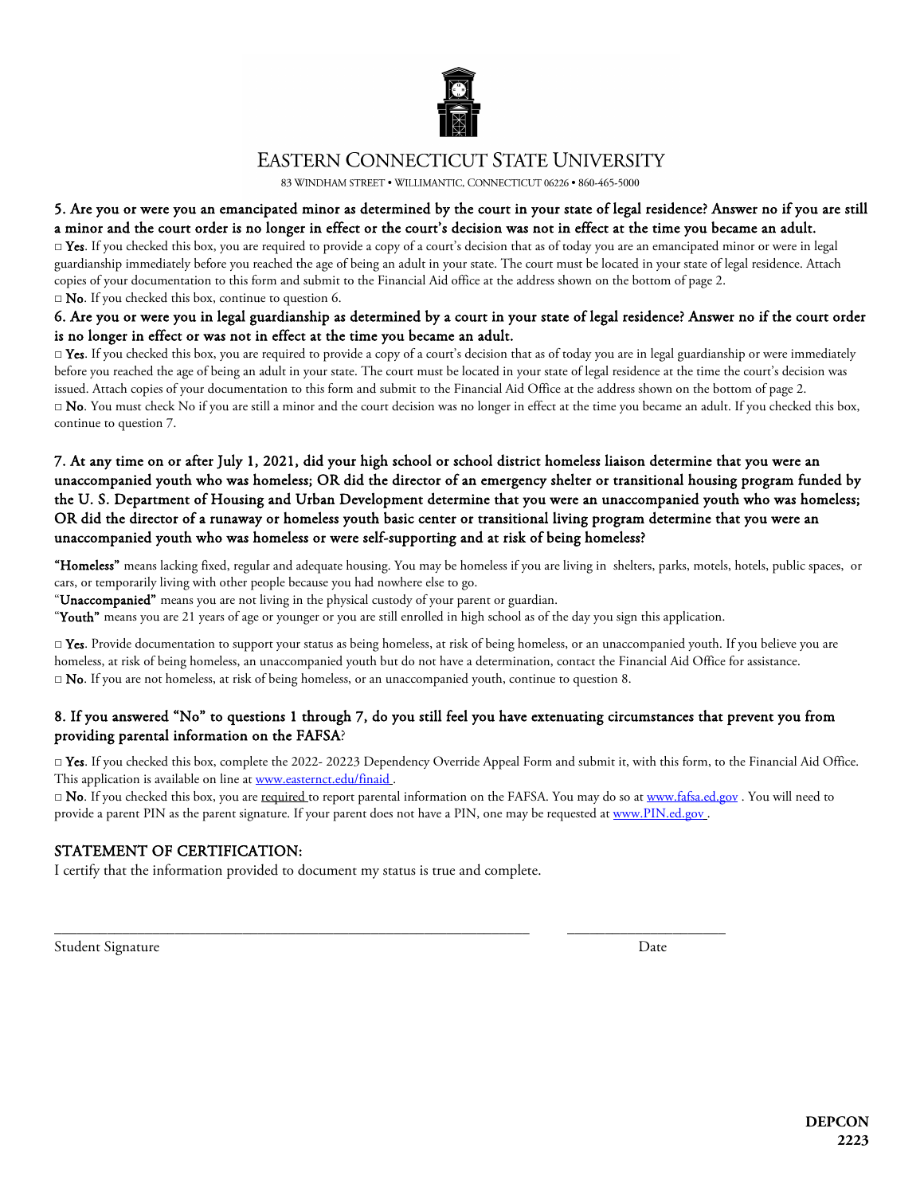# EASTERN CONNECTICUT STATE UNIVERSITY

83 WINDHAM STREET • WILLIMANTIC, CONNECTICUT 06226 • 860-465-5000

**5. Are you or were you an emancipated minor as determined by the court in your state of legal residence? Answer no if you are still a minor and the court order is no longer in effect or the court's decision was not in effect at the time you became an adult.**

□ **Yes**. If you checked this box, you are required to provide a copy of a court's decision that as of today you are an emancipated minor or were in legal guardianship immediately before you reached the age of being an adult in your state. The court must be located in your state of legal residence. Attach copies of your documentation to this form and submit to the Financial Aid office at the address shown on the bottom of page 2.

□ **No**. If you checked this box, continue to question 6.

**6. Are you or were you in legal guardianship as determined by a court in your state of legal residence? Answer no if the court order is no longer in effect or was not in effect at the time you became an adult.**

□ **Yes**. If you checked this box, you are required to provide a copy of a court's decision that as of today you are in legal guardianship or were immediately before you reached the age of being an adult in your state. The court must be located in your state of legal residence at the time the court's decision was issued. Attach copies of your documentation to this form and submit to the Financial Aid Office at the address shown on the bottom of page 2.

□ **No**. You must check No if you are still a minor and the court decision was no longer in effect at the time you became an adult. If you checked this box, continue to question 7.

**7. At any time on or after July 1, 2021, did your high school or school district homeless liaison determine that you were an unaccompanied youth who was homeless; OR did the director of an emergency shelter or transitional housing program funded by the U. S. Department of Housing and Urban Development determine that you were an unaccompanied youth who was homeless; OR did the director of a runaway or homeless youth basic center or transitional living program determine that you were an unaccompanied youth who was homeless or were self-supporting and at risk of being homeless?**

**"Homeless"** means lacking fixed, regular and adequate housing. You may be homeless if you are living in shelters, parks, motels, hotels, public spaces, or cars, or temporarily living with other people because you had nowhere else to go.

"**Unaccompanied"** means you are not living in the physical custody of your parent or guardian.

"**Youth"** means you are 21 years of age or younger or you are still enrolled in high school as of the day you sign this application.

□ **Yes**. Provide documentation to support your status as being homeless, at risk of being homeless, or an unaccompanied youth. If you believe you are homeless, at risk of being homeless, an unaccompanied youth but do not have a determination, contact the Financial Aid Office for assistance.

□ **No**. If you are not homeless, at risk of being homeless, or an unaccompanied youth, continue to question 8.

**8. If you answered "No" to questions 1 through 7, do you still feel you have extenuating circumstances that prevent you from providing parental information on the FAFSA?**

□ **Yes**. If you checked this box, complete the 2022- 20223 Dependency Override Appeal Form and submit it, with this form, to the Financial Aid Office. This application is available on line at www.easternct.edu/finaid .

□ **No**. If you checked this box, you are required to report parental information on the FAFSA. You may do so at www.fafsa.ed.gov . You will need to provide a parent PIN as the parent signature. If your parent does not have a PIN, one may be requested at www.PIN.ed.gov .

## STATEMENT OF CERTIFICATION:

I certify that the information provided to document my status is true and complete.

_______________________________________________ _________________

Student Signature Date

**DEPCON 2223**